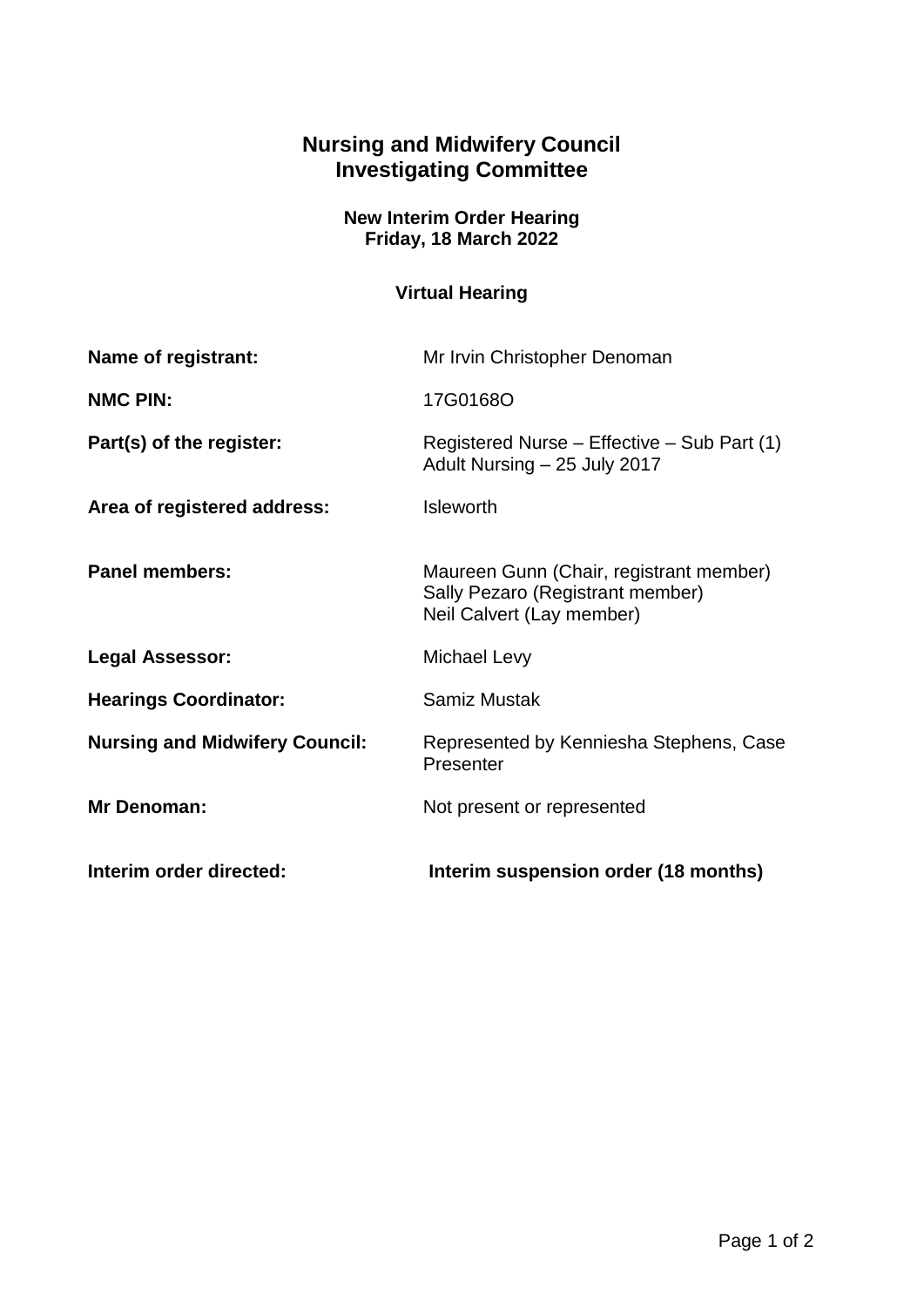# Nursing and Midwifery Council
# Investigating Committee

### New Interim Order Hearing
### Friday, 18 March 2022

### Virtual Hearing

| | |
|---|---|
| **Name of registrant:** | Mr Irvin Christopher Denoman |
| **NMC PIN:** | 17G0168O |
| **Part(s) of the register:** | Registered Nurse – Effective – Sub Part (1) Adult Nursing – 25 July 2017 |
| **Area of registered address:** | Isleworth |
| **Panel members:** | Maureen Gunn (Chair, registrant member) Sally Pezaro (Registrant member) Neil Calvert (Lay member) |
| **Legal Assessor:** | Michael Levy |
| **Hearings Coordinator:** | Samiz Mustak |
| **Nursing and Midwifery Council:** | Represented by Kenniesha Stephens, Case Presenter |
| **Mr Denoman:** | Not present or represented |
| **Interim order directed:** | **Interim suspension order (18 months)** |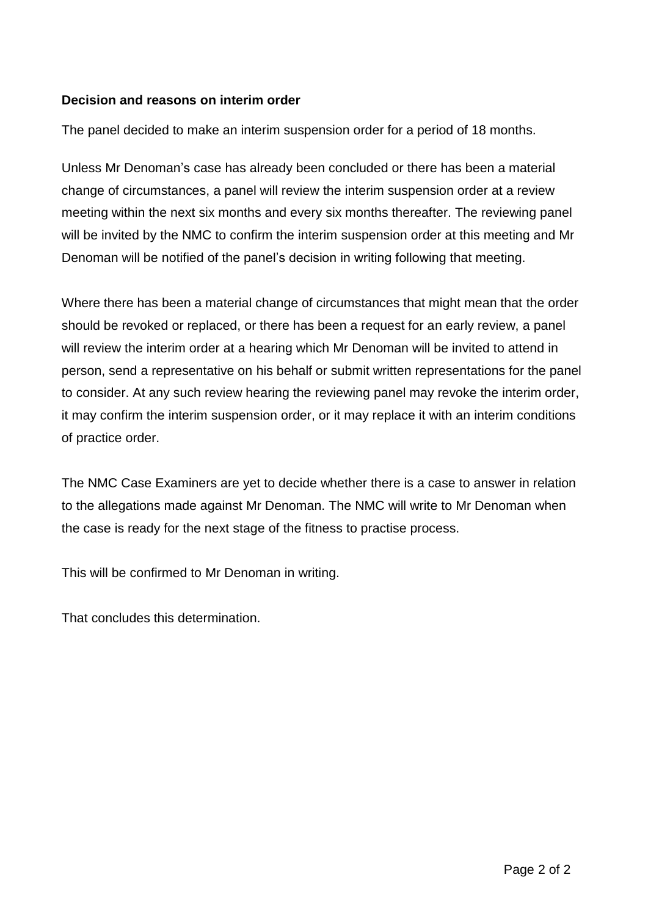**Decision and reasons on interim order**

The panel decided to make an interim suspension order for a period of 18 months.

Unless Mr Denoman's case has already been concluded or there has been a material change of circumstances, a panel will review the interim suspension order at a review meeting within the next six months and every six months thereafter. The reviewing panel will be invited by the NMC to confirm the interim suspension order at this meeting and Mr Denoman will be notified of the panel's decision in writing following that meeting.

Where there has been a material change of circumstances that might mean that the order should be revoked or replaced, or there has been a request for an early review, a panel will review the interim order at a hearing which Mr Denoman will be invited to attend in person, send a representative on his behalf or submit written representations for the panel to consider. At any such review hearing the reviewing panel may revoke the interim order, it may confirm the interim suspension order, or it may replace it with an interim conditions of practice order.

The NMC Case Examiners are yet to decide whether there is a case to answer in relation to the allegations made against Mr Denoman. The NMC will write to Mr Denoman when the case is ready for the next stage of the fitness to practise process.

This will be confirmed to Mr Denoman in writing.

That concludes this determination.